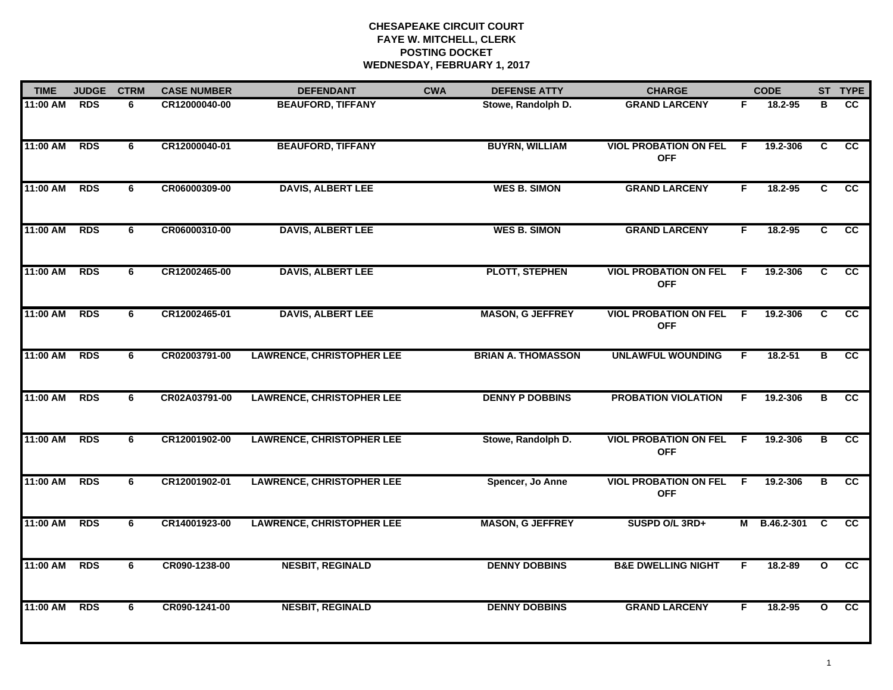**CHESAPEAKE CIRCUIT COURT**
**FAYE W. MITCHELL, CLERK**
**POSTING DOCKET**
**WEDNESDAY, FEBRUARY 1, 2017**

| TIME | JUDGE | CTRM | CASE NUMBER | DEFENDANT | CWA | DEFENSE ATTY | CHARGE | | CODE | ST | TYPE |
|---|---|---|---|---|---|---|---|---|---|---|---|
| 11:00 AM | RDS | 6 | CR12000040-00 | BEAUFORD, TIFFANY | | Stowe, Randolph D. | GRAND LARCENY | F | 18.2-95 | B | CC |
| 11:00 AM | RDS | 6 | CR12000040-01 | BEAUFORD, TIFFANY | | BUYRN, WILLIAM | VIOL PROBATION ON FEL OFF | F | 19.2-306 | C | CC |
| 11:00 AM | RDS | 6 | CR06000309-00 | DAVIS, ALBERT LEE | | WES B. SIMON | GRAND LARCENY | F | 18.2-95 | C | CC |
| 11:00 AM | RDS | 6 | CR06000310-00 | DAVIS, ALBERT LEE | | WES B. SIMON | GRAND LARCENY | F | 18.2-95 | C | CC |
| 11:00 AM | RDS | 6 | CR12002465-00 | DAVIS, ALBERT LEE | | PLOTT, STEPHEN | VIOL PROBATION ON FEL OFF | F | 19.2-306 | C | CC |
| 11:00 AM | RDS | 6 | CR12002465-01 | DAVIS, ALBERT LEE | | MASON, G JEFFREY | VIOL PROBATION ON FEL OFF | F | 19.2-306 | C | CC |
| 11:00 AM | RDS | 6 | CR02003791-00 | LAWRENCE, CHRISTOPHER LEE | | BRIAN A. THOMASSON | UNLAWFUL WOUNDING | F | 18.2-51 | B | CC |
| 11:00 AM | RDS | 6 | CR02A03791-00 | LAWRENCE, CHRISTOPHER LEE | | DENNY P DOBBINS | PROBATION VIOLATION | F | 19.2-306 | B | CC |
| 11:00 AM | RDS | 6 | CR12001902-00 | LAWRENCE, CHRISTOPHER LEE | | Stowe, Randolph D. | VIOL PROBATION ON FEL OFF | F | 19.2-306 | B | CC |
| 11:00 AM | RDS | 6 | CR12001902-01 | LAWRENCE, CHRISTOPHER LEE | | Spencer, Jo Anne | VIOL PROBATION ON FEL OFF | F | 19.2-306 | B | CC |
| 11:00 AM | RDS | 6 | CR14001923-00 | LAWRENCE, CHRISTOPHER LEE | | MASON, G JEFFREY | SUSPD O/L 3RD+ | M | B.46.2-301 | C | CC |
| 11:00 AM | RDS | 6 | CR090-1238-00 | NESBIT, REGINALD | | DENNY DOBBINS | B&E DWELLING NIGHT | F | 18.2-89 | O | CC |
| 11:00 AM | RDS | 6 | CR090-1241-00 | NESBIT, REGINALD | | DENNY DOBBINS | GRAND LARCENY | F | 18.2-95 | O | CC |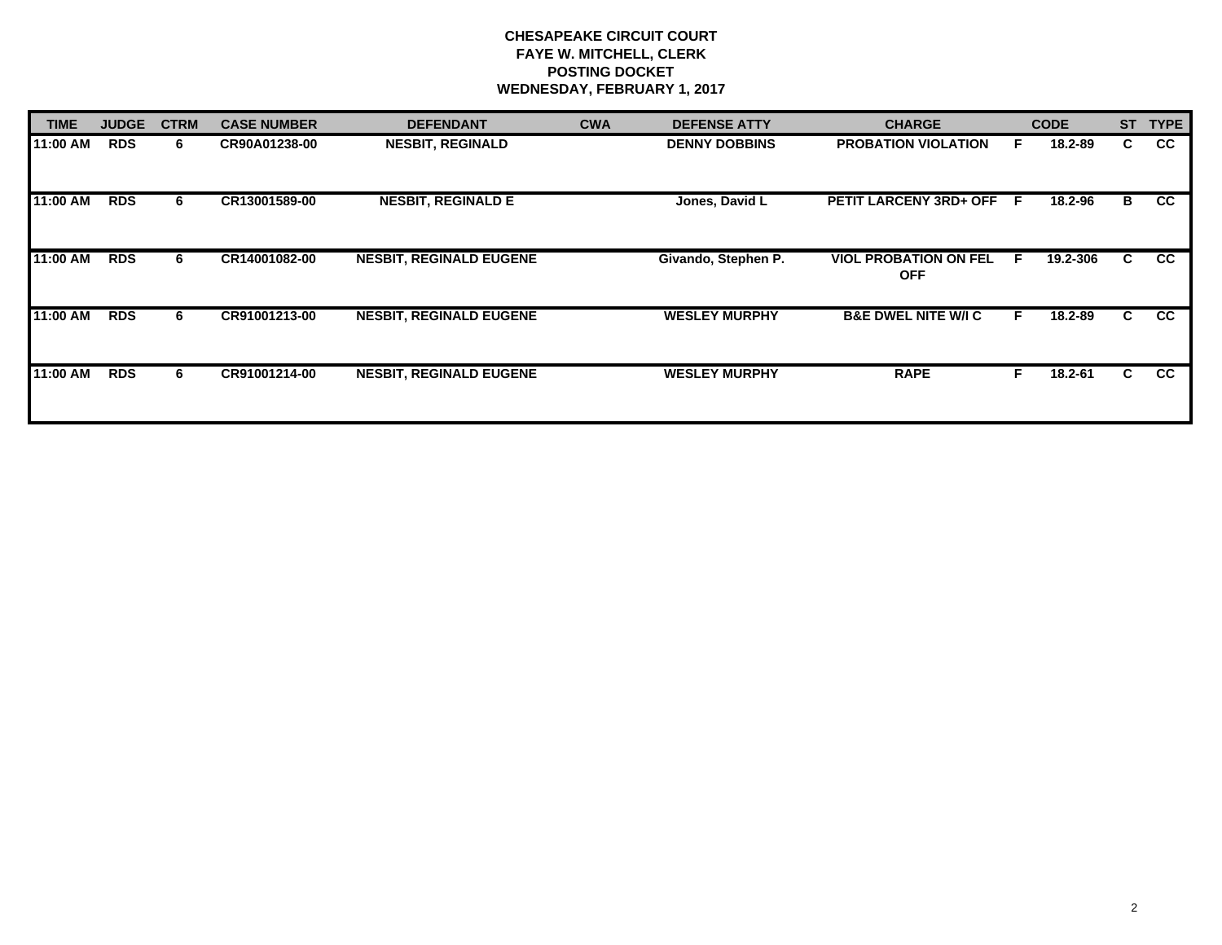**CHESAPEAKE CIRCUIT COURT**
**FAYE W. MITCHELL, CLERK**
**POSTING DOCKET**
**WEDNESDAY, FEBRUARY 1, 2017**

| TIME | JUDGE | CTRM | CASE NUMBER | DEFENDANT | CWA | DEFENSE ATTY | CHARGE | | CODE | ST | TYPE |
|---|---|---|---|---|---|---|---|---|---|---|---|
| 11:00 AM | RDS | 6 | CR90A01238-00 | NESBIT, REGINALD | | DENNY DOBBINS | PROBATION VIOLATION | F | 18.2-89 | C | CC |
| 11:00 AM | RDS | 6 | CR13001589-00 | NESBIT, REGINALD E | | Jones, David L | PETIT LARCENY 3RD+ OFF | F | 18.2-96 | B | CC |
| 11:00 AM | RDS | 6 | CR14001082-00 | NESBIT, REGINALD EUGENE | | Givando, Stephen P. | VIOL PROBATION ON FEL OFF | F | 19.2-306 | C | CC |
| 11:00 AM | RDS | 6 | CR91001213-00 | NESBIT, REGINALD EUGENE | | WESLEY MURPHY | B&E DWEL NITE W/I C | F | 18.2-89 | C | CC |
| 11:00 AM | RDS | 6 | CR91001214-00 | NESBIT, REGINALD EUGENE | | WESLEY MURPHY | RAPE | F | 18.2-61 | C | CC |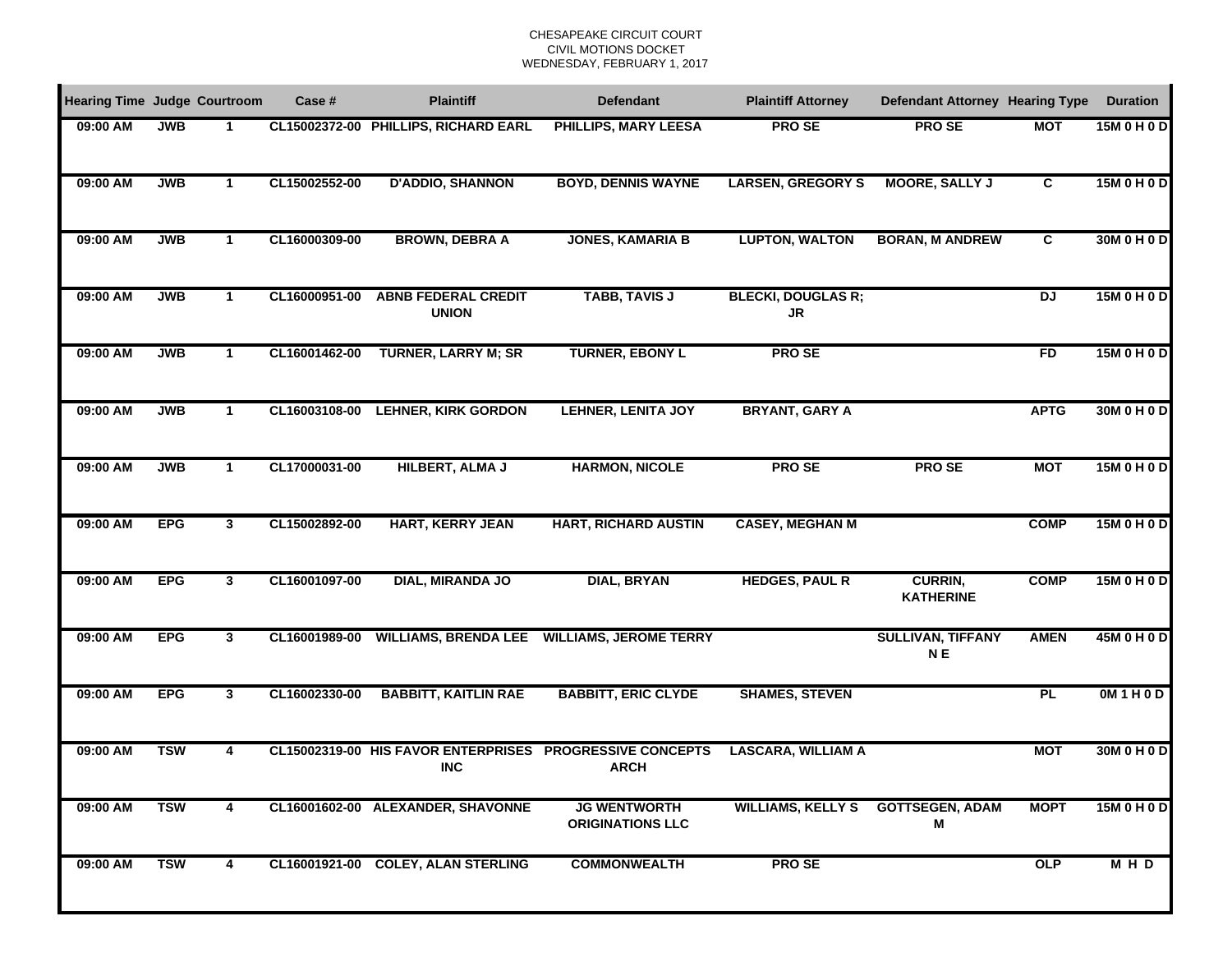CHESAPEAKE CIRCUIT COURT
CIVIL MOTIONS DOCKET
WEDNESDAY, FEBRUARY 1, 2017

| Hearing Time | Judge | Courtroom | Case # | Plaintiff | Defendant | Plaintiff Attorney | Defendant Attorney | Hearing Type | Duration |
|---|---|---|---|---|---|---|---|---|---|
| 09:00 AM | JWB | 1 | CL15002372-00 | PHILLIPS, RICHARD EARL | PHILLIPS, MARY LEESA | PRO SE | PRO SE | MOT | 15M 0 H 0 D |
| 09:00 AM | JWB | 1 | CL15002552-00 | D'ADDIO, SHANNON | BOYD, DENNIS WAYNE | LARSEN, GREGORY S | MOORE, SALLY J | C | 15M 0 H 0 D |
| 09:00 AM | JWB | 1 | CL16000309-00 | BROWN, DEBRA A | JONES, KAMARIA B | LUPTON, WALTON | BORAN, M ANDREW | C | 30M 0 H 0 D |
| 09:00 AM | JWB | 1 | CL16000951-00 | ABNB FEDERAL CREDIT UNION | TABB, TAVIS J | BLECKI, DOUGLAS R; JR | | DJ | 15M 0 H 0 D |
| 09:00 AM | JWB | 1 | CL16001462-00 | TURNER, LARRY M; SR | TURNER, EBONY L | PRO SE | | FD | 15M 0 H 0 D |
| 09:00 AM | JWB | 1 | CL16003108-00 | LEHNER, KIRK GORDON | LEHNER, LENITA JOY | BRYANT, GARY A | | APTG | 30M 0 H 0 D |
| 09:00 AM | JWB | 1 | CL17000031-00 | HILBERT, ALMA J | HARMON, NICOLE | PRO SE | PRO SE | MOT | 15M 0 H 0 D |
| 09:00 AM | EPG | 3 | CL15002892-00 | HART, KERRY JEAN | HART, RICHARD AUSTIN | CASEY, MEGHAN M | | COMP | 15M 0 H 0 D |
| 09:00 AM | EPG | 3 | CL16001097-00 | DIAL, MIRANDA JO | DIAL, BRYAN | HEDGES, PAUL R | CURRIN, KATHERINE | COMP | 15M 0 H 0 D |
| 09:00 AM | EPG | 3 | CL16001989-00 | WILLIAMS, BRENDA LEE | WILLIAMS, JEROME TERRY | | SULLIVAN, TIFFANY N E | AMEN | 45M 0 H 0 D |
| 09:00 AM | EPG | 3 | CL16002330-00 | BABBITT, KAITLIN RAE | BABBITT, ERIC CLYDE | SHAMES, STEVEN | | PL | 0M 1 H 0 D |
| 09:00 AM | TSW | 4 | CL15002319-00 | HIS FAVOR ENTERPRISES INC | PROGRESSIVE CONCEPTS ARCH | LASCARA, WILLIAM A | | MOT | 30M 0 H 0 D |
| 09:00 AM | TSW | 4 | CL16001602-00 | ALEXANDER, SHAVONNE | JG WENTWORTH ORIGINATIONS LLC | WILLIAMS, KELLY S | GOTTSEGEN, ADAM M | MOPT | 15M 0 H 0 D |
| 09:00 AM | TSW | 4 | CL16001921-00 | COLEY, ALAN STERLING | COMMONWEALTH | PRO SE | | OLP | M H D |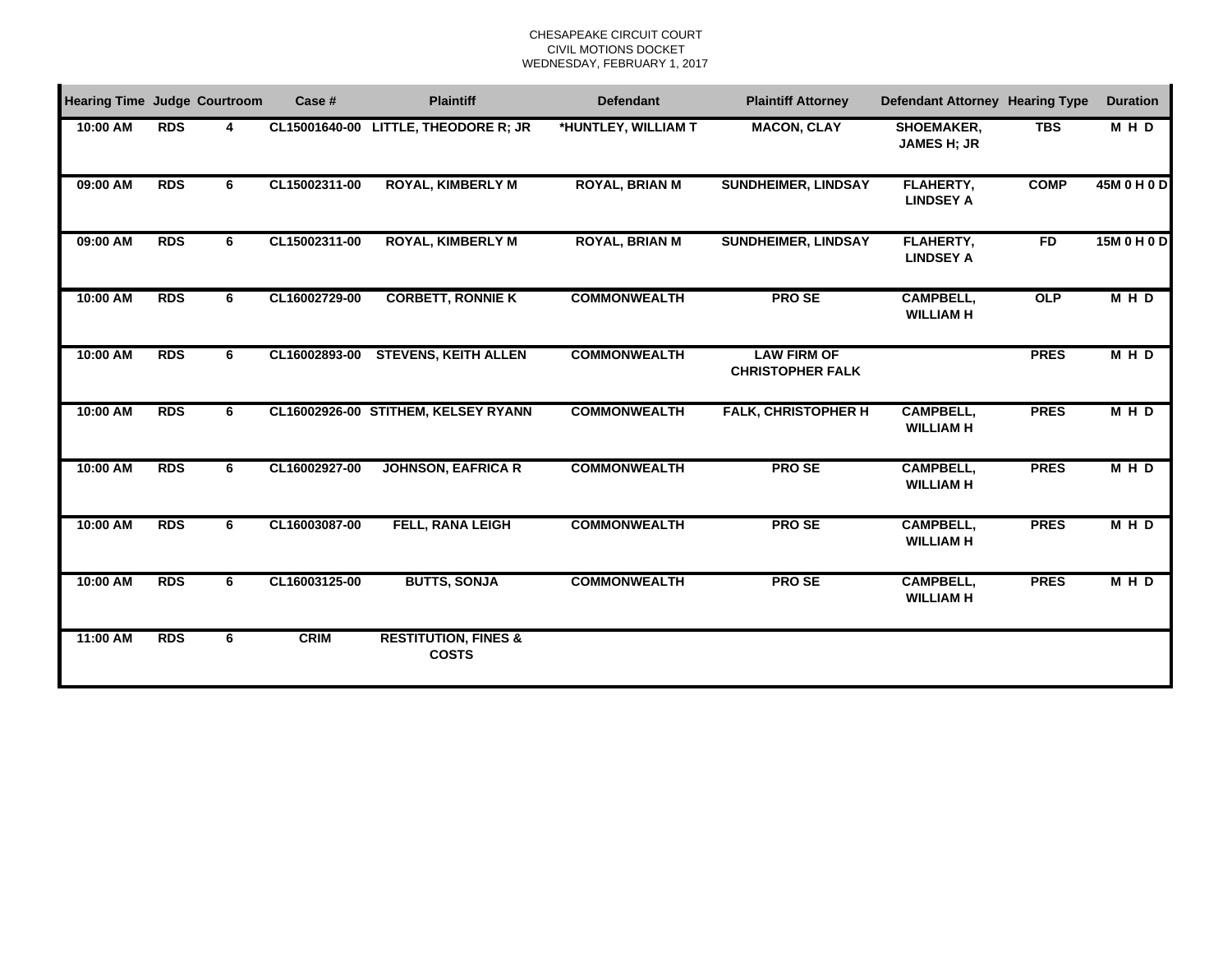CHESAPEAKE CIRCUIT COURT
CIVIL MOTIONS DOCKET
WEDNESDAY, FEBRUARY 1, 2017

| Hearing Time | Judge | Courtroom | Case # | Plaintiff | Defendant | Plaintiff Attorney | Defendant Attorney | Hearing Type | Duration |
|---|---|---|---|---|---|---|---|---|---|
| 10:00 AM | RDS | 4 | CL15001640-00 | LITTLE, THEODORE R; JR | *HUNTLEY, WILLIAM T | MACON, CLAY | SHOEMAKER, JAMES H; JR | TBS | M H D |
| 09:00 AM | RDS | 6 | CL15002311-00 | ROYAL, KIMBERLY M | ROYAL, BRIAN M | SUNDHEIMER, LINDSAY | FLAHERTY, LINDSEY A | COMP | 45M 0 H 0 D |
| 09:00 AM | RDS | 6 | CL15002311-00 | ROYAL, KIMBERLY M | ROYAL, BRIAN M | SUNDHEIMER, LINDSAY | FLAHERTY, LINDSEY A | FD | 15M 0 H 0 D |
| 10:00 AM | RDS | 6 | CL16002729-00 | CORBETT, RONNIE K | COMMONWEALTH | PRO SE | CAMPBELL, WILLIAM H | OLP | M H D |
| 10:00 AM | RDS | 6 | CL16002893-00 | STEVENS, KEITH ALLEN | COMMONWEALTH | LAW FIRM OF CHRISTOPHER FALK | | PRES | M H D |
| 10:00 AM | RDS | 6 | CL16002926-00 | STITHEM, KELSEY RYANN | COMMONWEALTH | FALK, CHRISTOPHER H | CAMPBELL, WILLIAM H | PRES | M H D |
| 10:00 AM | RDS | 6 | CL16002927-00 | JOHNSON, EAFRICA R | COMMONWEALTH | PRO SE | CAMPBELL, WILLIAM H | PRES | M H D |
| 10:00 AM | RDS | 6 | CL16003087-00 | FELL, RANA LEIGH | COMMONWEALTH | PRO SE | CAMPBELL, WILLIAM H | PRES | M H D |
| 10:00 AM | RDS | 6 | CL16003125-00 | BUTTS, SONJA | COMMONWEALTH | PRO SE | CAMPBELL, WILLIAM H | PRES | M H D |
| 11:00 AM | RDS | 6 | CRIM | RESTITUTION, FINES & COSTS | | | | | |